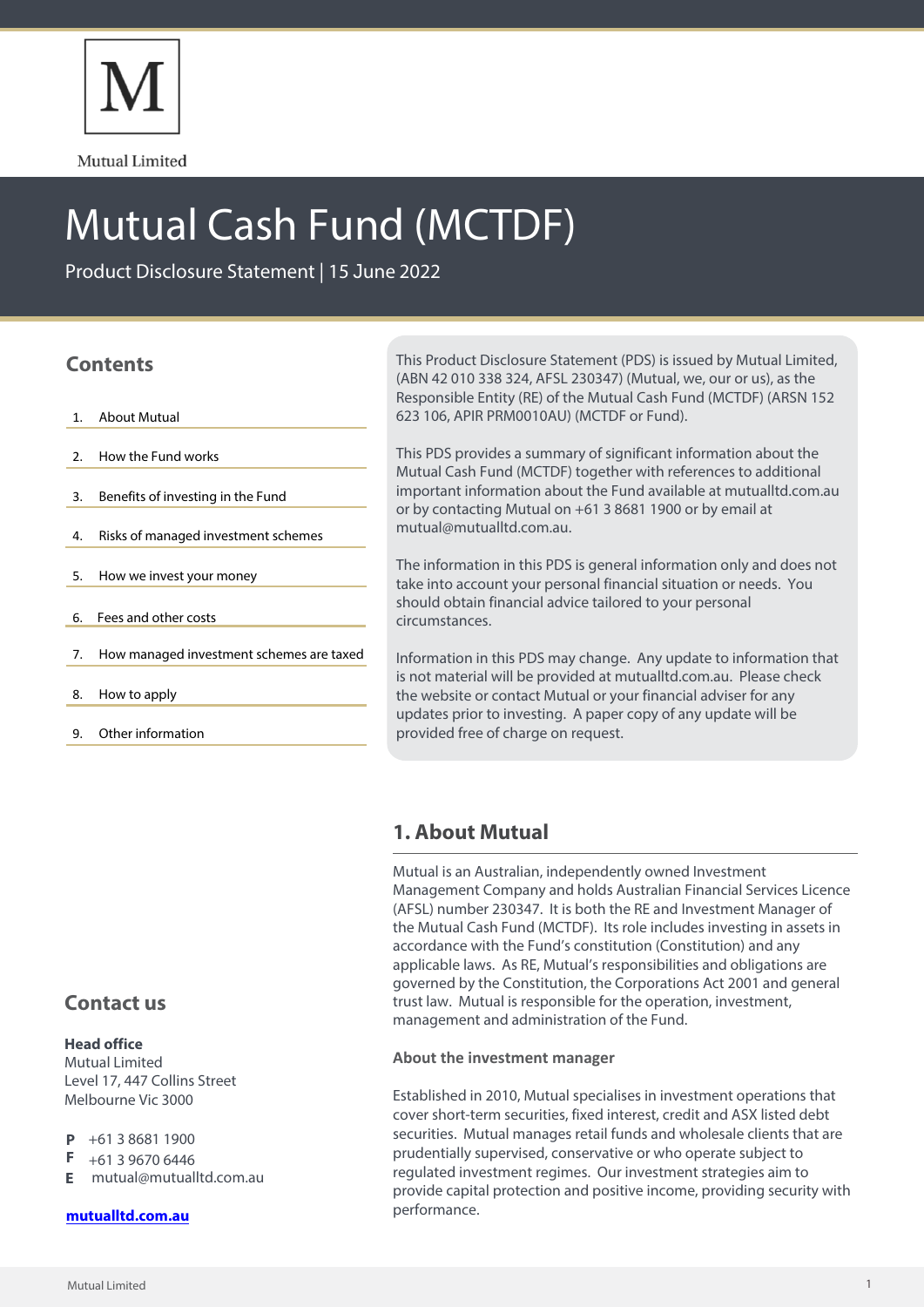M

Mutual Limited

# Mutual Cash Fund (MCTDF)

Product Disclosure Statement | 15 June 2022

## Contents

1. About Mutual
2. How the Fund works
3. Benefits of investing in the Fund
4. Risks of managed investment schemes
5. How we invest your money
6. Fees and other costs
7. How managed investment schemes are taxed
8. How to apply
9. Other information

This Product Disclosure Statement (PDS) is issued by Mutual Limited, (ABN 42 010 338 324, AFSL 230347) (Mutual, we, our or us), as the Responsible Entity (RE) of the Mutual Cash Fund (MCTDF) (ARSN 152 623 106, APIR PRM0010AU) (MCTDF or Fund).

This PDS provides a summary of significant information about the Mutual Cash Fund (MCTDF) together with references to additional important information about the Fund available at mutualltd.com.au or by contacting Mutual on +61 3 8681 1900 or by email at mutual@mutualltd.com.au.

The information in this PDS is general information only and does not take into account your personal financial situation or needs. You should obtain financial advice tailored to your personal circumstances.

Information in this PDS may change. Any update to information that is not material will be provided at mutualltd.com.au. Please check the website or contact Mutual or your financial adviser for any updates prior to investing. A paper copy of any update will be provided free of charge on request.

## 1. About Mutual

Mutual is an Australian, independently owned Investment Management Company and holds Australian Financial Services Licence (AFSL) number 230347. It is both the RE and Investment Manager of the Mutual Cash Fund (MCTDF). Its role includes investing in assets in accordance with the Fund's constitution (Constitution) and any applicable laws. As RE, Mutual's responsibilities and obligations are governed by the Constitution, the Corporations Act 2001 and general trust law. Mutual is responsible for the operation, investment, management and administration of the Fund.

### About the investment manager

Established in 2010, Mutual specialises in investment operations that cover short-term securities, fixed interest, credit and ASX listed debt securities. Mutual manages retail funds and wholesale clients that are prudentially supervised, conservative or who operate subject to regulated investment regimes. Our investment strategies aim to provide capital protection and positive income, providing security with performance.

## Contact us

**Head office**
Mutual Limited
Level 17, 447 Collins Street
Melbourne Vic 3000

**P** +61 3 8681 1900
**F** +61 3 9670 6446
**E** mutual@mutualltd.com.au

**mutualltd.com.au**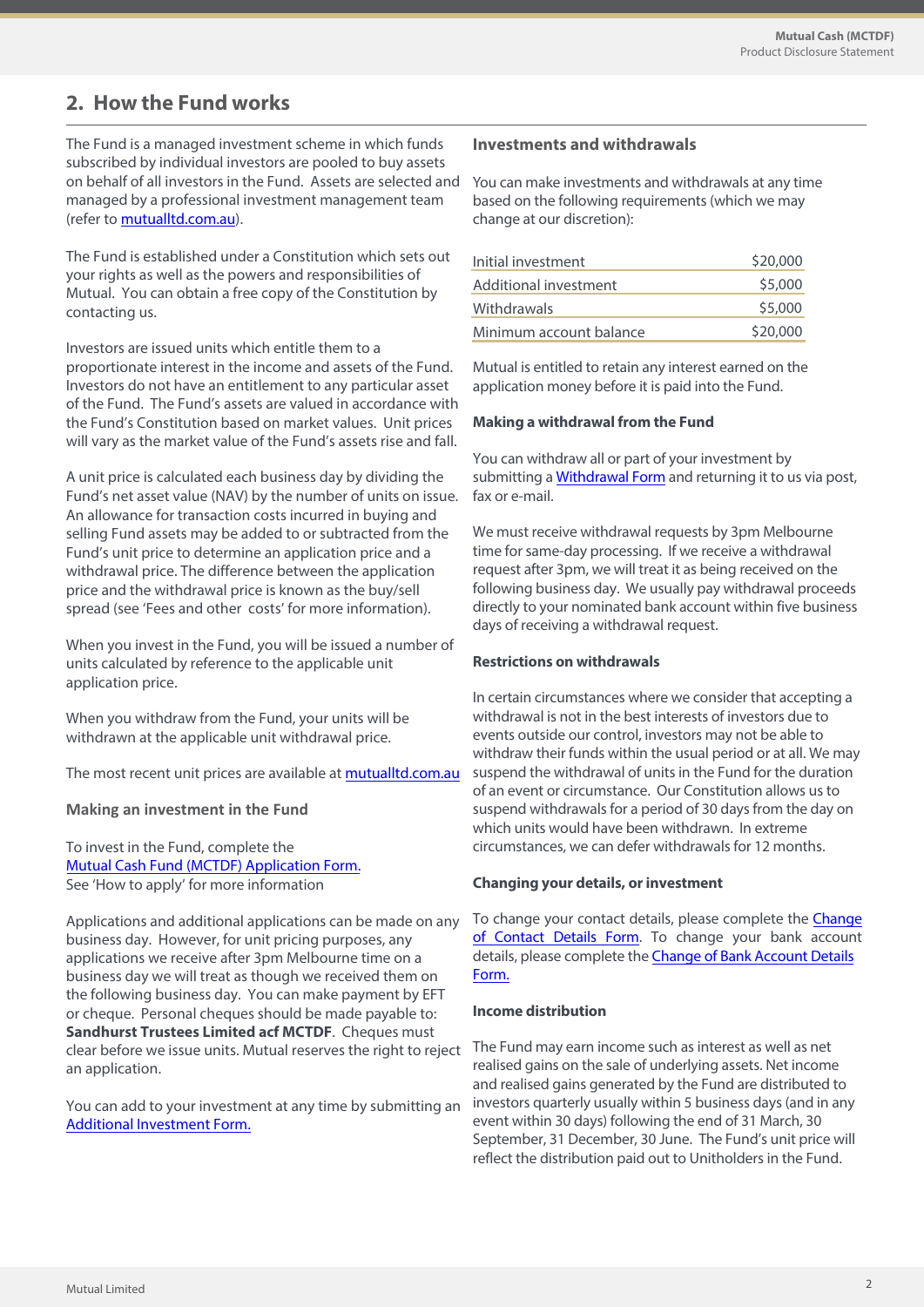## 2. How the Fund works

The Fund is a managed investment scheme in which funds subscribed by individual investors are pooled to buy assets on behalf of all investors in the Fund. Assets are selected and managed by a professional investment management team (refer to [mutualltd.com.au](mutualltd.com.au)).

The Fund is established under a Constitution which sets out your rights as well as the powers and responsibilities of Mutual. You can obtain a free copy of the Constitution by contacting us.

Investors are issued units which entitle them to a proportionate interest in the income and assets of the Fund. Investors do not have an entitlement to any particular asset of the Fund. The Fund's assets are valued in accordance with the Fund's Constitution based on market values. Unit prices will vary as the market value of the Fund's assets rise and fall.

A unit price is calculated each business day by dividing the Fund's net asset value (NAV) by the number of units on issue. An allowance for transaction costs incurred in buying and selling Fund assets may be added to or subtracted from the Fund's unit price to determine an application price and a withdrawal price. The difference between the application price and the withdrawal price is known as the buy/sell spread (see 'Fees and other costs' for more information).

When you invest in the Fund, you will be issued a number of units calculated by reference to the applicable unit application price.

When you withdraw from the Fund, your units will be withdrawn at the applicable unit withdrawal price.

The most recent unit prices are available at [mutualltd.com.au](mutualltd.com.au)

### Making an investment in the Fund

To invest in the Fund, complete the [Mutual Cash Fund (MCTDF) Application Form.](#)
See 'How to apply' for more information

Applications and additional applications can be made on any business day. However, for unit pricing purposes, any applications we receive after 3pm Melbourne time on a business day we will treat as though we received them on the following business day. You can make payment by EFT or cheque. Personal cheques should be made payable to: **Sandhurst Trustees Limited acf MCTDF**. Cheques must clear before we issue units. Mutual reserves the right to reject an application.

You can add to your investment at any time by submitting an [Additional Investment Form.](#)

### Investments and withdrawals

You can make investments and withdrawals at any time based on the following requirements (which we may change at our discretion):

| | |
|---|---|
| Initial investment | $20,000 |
| Additional investment | $5,000 |
| Withdrawals | $5,000 |
| Minimum account balance | $20,000 |

Mutual is entitled to retain any interest earned on the application money before it is paid into the Fund.

### Making a withdrawal from the Fund

You can withdraw all or part of your investment by submitting a [Withdrawal Form](#) and returning it to us via post, fax or e-mail.

We must receive withdrawal requests by 3pm Melbourne time for same-day processing. If we receive a withdrawal request after 3pm, we will treat it as being received on the following business day. We usually pay withdrawal proceeds directly to your nominated bank account within five business days of receiving a withdrawal request.

### Restrictions on withdrawals

In certain circumstances where we consider that accepting a withdrawal is not in the best interests of investors due to events outside our control, investors may not be able to withdraw their funds within the usual period or at all. We may suspend the withdrawal of units in the Fund for the duration of an event or circumstance. Our Constitution allows us to suspend withdrawals for a period of 30 days from the day on which units would have been withdrawn. In extreme circumstances, we can defer withdrawals for 12 months.

### Changing your details, or investment

To change your contact details, please complete the [Change of Contact Details Form](#). To change your bank account details, please complete the [Change of Bank Account Details Form.](#)

### Income distribution

The Fund may earn income such as interest as well as net realised gains on the sale of underlying assets. Net income and realised gains generated by the Fund are distributed to investors quarterly usually within 5 business days (and in any event within 30 days) following the end of 31 March, 30 September, 31 December, 30 June. The Fund's unit price will reflect the distribution paid out to Unitholders in the Fund.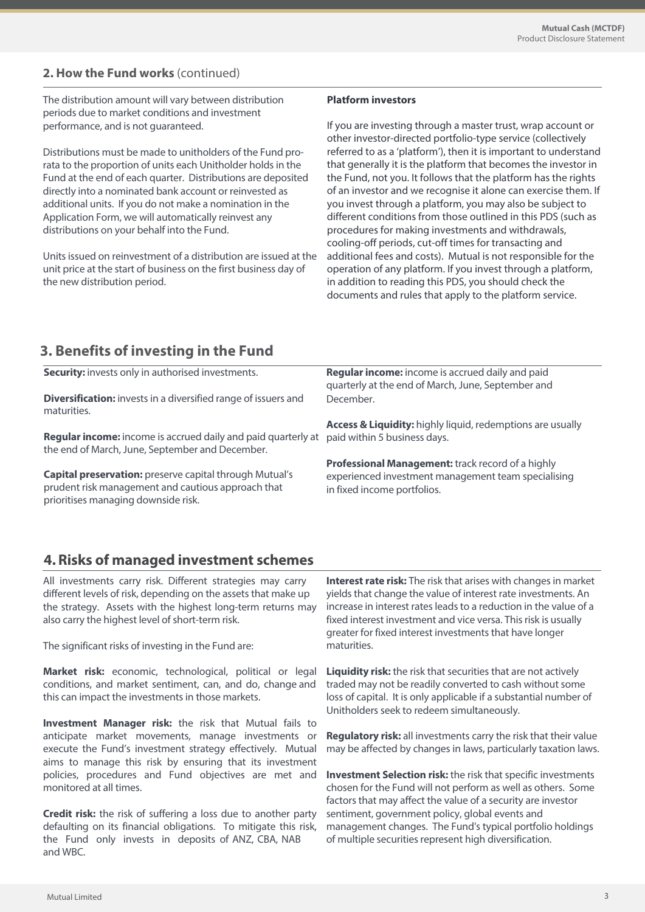## 2. How the Fund works (continued)

The distribution amount will vary between distribution periods due to market conditions and investment performance, and is not guaranteed.

Distributions must be made to unitholders of the Fund pro-rata to the proportion of units each Unitholder holds in the Fund at the end of each quarter. Distributions are deposited directly into a nominated bank account or reinvested as additional units. If you do not make a nomination in the Application Form, we will automatically reinvest any distributions on your behalf into the Fund.

Units issued on reinvestment of a distribution are issued at the unit price at the start of business on the first business day of the new distribution period.

**Platform investors**

If you are investing through a master trust, wrap account or other investor-directed portfolio-type service (collectively referred to as a 'platform'), then it is important to understand that generally it is the platform that becomes the investor in the Fund, not you. It follows that the platform has the rights of an investor and we recognise it alone can exercise them. If you invest through a platform, you may also be subject to different conditions from those outlined in this PDS (such as procedures for making investments and withdrawals, cooling-off periods, cut-off times for transacting and additional fees and costs). Mutual is not responsible for the operation of any platform. If you invest through a platform, in addition to reading this PDS, you should check the documents and rules that apply to the platform service.

## 3. Benefits of investing in the Fund

**Security:** invests only in authorised investments.

**Diversification:** invests in a diversified range of issuers and maturities.

**Regular income:** income is accrued daily and paid quarterly at the end of March, June, September and December.

**Capital preservation:** preserve capital through Mutual's prudent risk management and cautious approach that prioritises managing downside risk.

**Regular income:** income is accrued daily and paid quarterly at the end of March, June, September and December.

**Access & Liquidity:** highly liquid, redemptions are usually paid within 5 business days.

**Professional Management:** track record of a highly experienced investment management team specialising in fixed income portfolios.

## 4. Risks of managed investment schemes

All investments carry risk. Different strategies may carry different levels of risk, depending on the assets that make up the strategy. Assets with the highest long-term returns may also carry the highest level of short-term risk.

The significant risks of investing in the Fund are:

**Market risk:** economic, technological, political or legal conditions, and market sentiment, can, and do, change and this can impact the investments in those markets.

**Investment Manager risk:** the risk that Mutual fails to anticipate market movements, manage investments or execute the Fund's investment strategy effectively. Mutual aims to manage this risk by ensuring that its investment policies, procedures and Fund objectives are met and monitored at all times.

**Credit risk:** the risk of suffering a loss due to another party defaulting on its financial obligations. To mitigate this risk, the Fund only invests in deposits of ANZ, CBA, NAB and WBC.

**Interest rate risk:** The risk that arises with changes in market yields that change the value of interest rate investments. An increase in interest rates leads to a reduction in the value of a fixed interest investment and vice versa. This risk is usually greater for fixed interest investments that have longer maturities.

**Liquidity risk:** the risk that securities that are not actively traded may not be readily converted to cash without some loss of capital. It is only applicable if a substantial number of Unitholders seek to redeem simultaneously.

**Regulatory risk:** all investments carry the risk that their value may be affected by changes in laws, particularly taxation laws.

**Investment Selection risk:** the risk that specific investments chosen for the Fund will not perform as well as others. Some factors that may affect the value of a security are investor sentiment, government policy, global events and management changes. The Fund's typical portfolio holdings of multiple securities represent high diversification.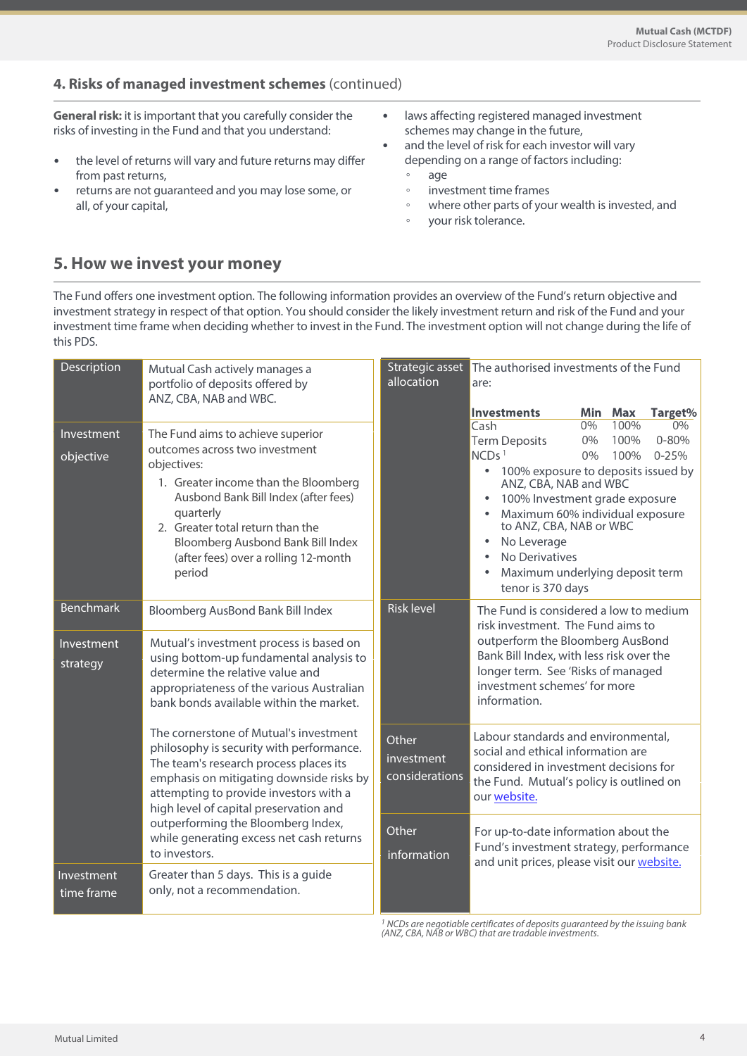## 4. Risks of managed investment schemes (continued)

**General risk:** it is important that you carefully consider the risks of investing in the Fund and that you understand:

- the level of returns will vary and future returns may differ from past returns,
- returns are not guaranteed and you may lose some, or all, of your capital,
- laws affecting registered managed investment schemes may change in the future,
- and the level of risk for each investor will vary depending on a range of factors including:
  - age
  - investment time frames
  - where other parts of your wealth is invested, and
  - your risk tolerance.

## 5. How we invest your money

The Fund offers one investment option. The following information provides an overview of the Fund's return objective and investment strategy in respect of that option. You should consider the likely investment return and risk of the Fund and your investment time frame when deciding whether to invest in the Fund. The investment option will not change during the life of this PDS.

| | |
|---|---|
| Description | Mutual Cash actively manages a portfolio of deposits offered by ANZ, CBA, NAB and WBC. |
| Investment objective | The Fund aims to achieve superior outcomes across two investment objectives:<br>1. Greater income than the Bloomberg Ausbond Bank Bill Index (after fees) quarterly<br>2. Greater total return than the Bloomberg Ausbond Bank Bill Index (after fees) over a rolling 12-month period |
| Benchmark | Bloomberg AusBond Bank Bill Index |
| Investment strategy | Mutual's investment process is based on using bottom-up fundamental analysis to determine the relative value and appropriateness of the various Australian bank bonds available within the market.<br><br>The cornerstone of Mutual's investment philosophy is security with performance. The team's research process places its emphasis on mitigating downside risks by attempting to provide investors with a high level of capital preservation and outperforming the Bloomberg Index, while generating excess net cash returns to investors. |
| Investment time frame | Greater than 5 days. This is a guide only, not a recommendation. |

**Strategic asset allocation**

The authorised investments of the Fund are:

| Investments | Min | Max | Target% |
|---|---|---|---|
| Cash | 0% | 100% | 0% |
| Term Deposits | 0% | 100% | 0-80% |
| NCDs[1] | 0% | 100% | 0-25% |

- 100% exposure to deposits issued by ANZ, CBA, NAB and WBC
- 100% Investment grade exposure
- Maximum 60% individual exposure to ANZ, CBA, NAB or WBC
- No Leverage
- No Derivatives
- Maximum underlying deposit term tenor is 370 days

| | |
|---|---|
| Risk level | The Fund is considered a low to medium risk investment. The Fund aims to outperform the Bloomberg AusBond Bank Bill Index, with less risk over the longer term. See 'Risks of managed investment schemes' for more information. |
| Other investment considerations | Labour standards and environmental, social and ethical information are considered in investment decisions for the Fund. Mutual's policy is outlined on our website. |
| Other information | For up-to-date information about the Fund's investment strategy, performance and unit prices, please visit our website. |

*[1] NCDs are negotiable certificates of deposits guaranteed by the issuing bank (ANZ, CBA, NAB or WBC) that are tradable investments.*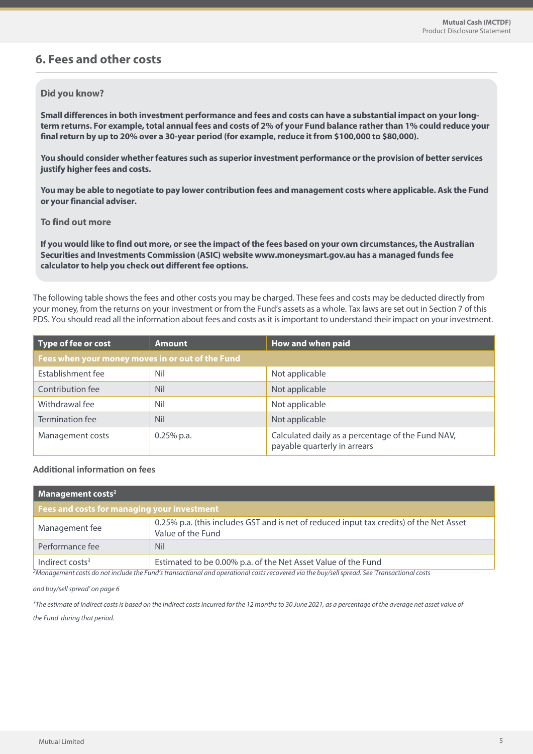## 6. Fees and other costs

### Did you know?

**Small differences in both investment performance and fees and costs can have a substantial impact on your long-term returns. For example, total annual fees and costs of 2% of your Fund balance rather than 1% could reduce your final return by up to 20% over a 30-year period (for example, reduce it from $100,000 to $80,000).**

**You should consider whether features such as superior investment performance or the provision of better services justify higher fees and costs.**

**You may be able to negotiate to pay lower contribution fees and management costs where applicable. Ask the Fund or your financial adviser.**

### To find out more

**If you would like to find out more, or see the impact of the fees based on your own circumstances, the Australian Securities and Investments Commission (ASIC) website www.moneysmart.gov.au has a managed funds fee calculator to help you check out different fee options.**

The following table shows the fees and other costs you may be charged. These fees and costs may be deducted directly from your money, from the returns on your investment or from the Fund's assets as a whole. Tax laws are set out in Section 7 of this PDS. You should read all the information about fees and costs as it is important to understand their impact on your investment.

| Type of fee or cost | Amount | How and when paid |
|---|---|---|
| **Fees when your money moves in or out of the Fund** | | |
| Establishment fee | Nil | Not applicable |
| Contribution fee | Nil | Not applicable |
| Withdrawal fee | Nil | Not applicable |
| Termination fee | Nil | Not applicable |
| Management costs | 0.25% p.a. | Calculated daily as a percentage of the Fund NAV, payable quarterly in arrears |

### Additional information on fees

| Management costs[2] | |
|---|---|
| **Fees and costs for managing your investment** | |
| Management fee | 0.25% p.a. (this includes GST and is net of reduced input tax credits) of the Net Asset Value of the Fund |
| Performance fee | Nil |
| Indirect costs[3] | Estimated to be 0.00% p.a. of the Net Asset Value of the Fund |

*[2]Management costs do not include the Fund's transactional and operational costs recovered via the buy/sell spread. See 'Transactional costs and buy/sell spread' on page 6*

*[3]The estimate of Indirect costs is based on the Indirect costs incurred for the 12 months to 30 June 2021, as a percentage of the average net asset value of the Fund during that period.*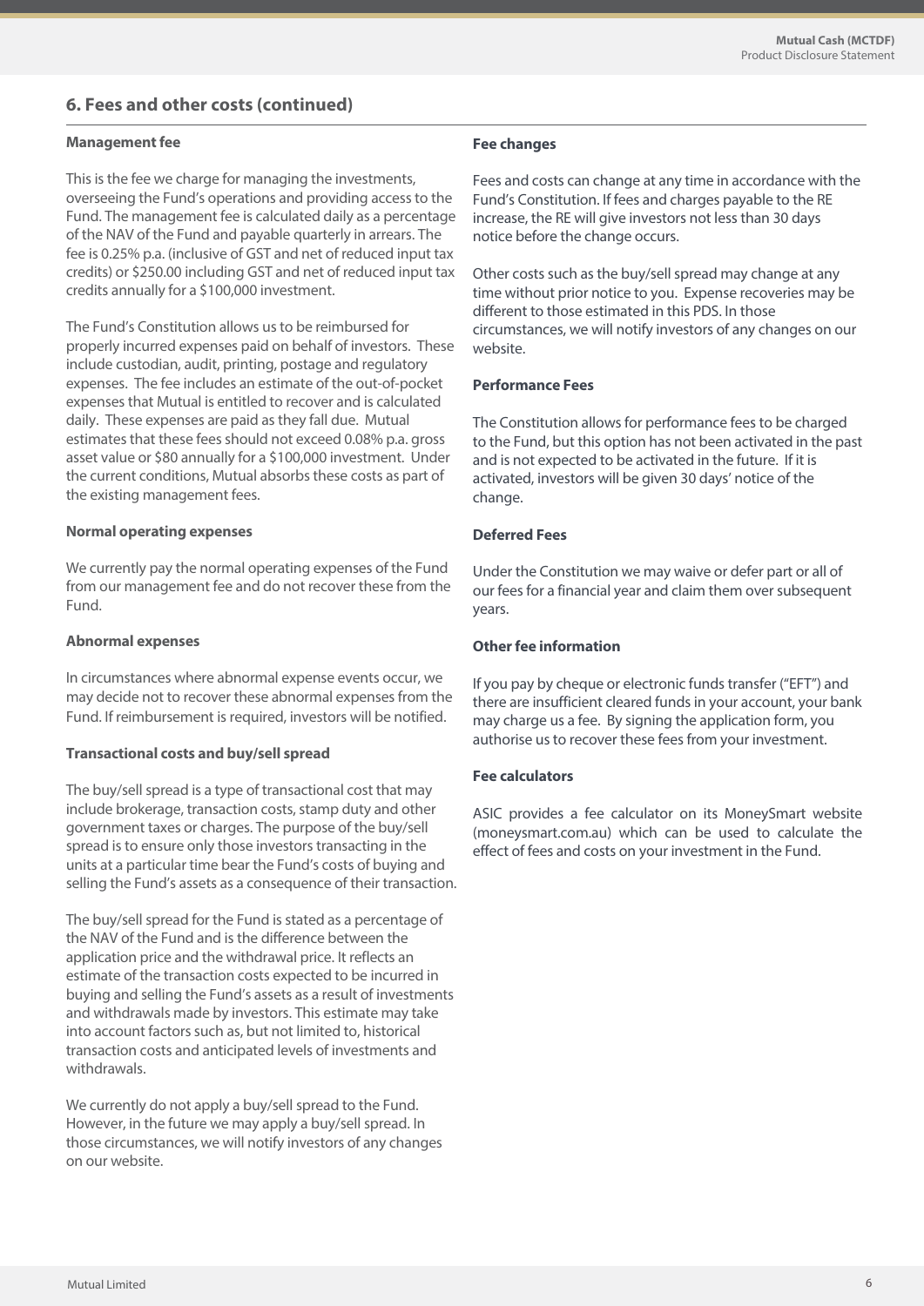## 6. Fees and other costs (continued)

### Management fee

This is the fee we charge for managing the investments, overseeing the Fund's operations and providing access to the Fund. The management fee is calculated daily as a percentage of the NAV of the Fund and payable quarterly in arrears. The fee is 0.25% p.a. (inclusive of GST and net of reduced input tax credits) or $250.00 including GST and net of reduced input tax credits annually for a $100,000 investment.

The Fund's Constitution allows us to be reimbursed for properly incurred expenses paid on behalf of investors. These include custodian, audit, printing, postage and regulatory expenses. The fee includes an estimate of the out-of-pocket expenses that Mutual is entitled to recover and is calculated daily. These expenses are paid as they fall due. Mutual estimates that these fees should not exceed 0.08% p.a. gross asset value or $80 annually for a $100,000 investment. Under the current conditions, Mutual absorbs these costs as part of the existing management fees.

### Normal operating expenses

We currently pay the normal operating expenses of the Fund from our management fee and do not recover these from the Fund.

### Abnormal expenses

In circumstances where abnormal expense events occur, we may decide not to recover these abnormal expenses from the Fund. If reimbursement is required, investors will be notified.

### Transactional costs and buy/sell spread

The buy/sell spread is a type of transactional cost that may include brokerage, transaction costs, stamp duty and other government taxes or charges. The purpose of the buy/sell spread is to ensure only those investors transacting in the units at a particular time bear the Fund's costs of buying and selling the Fund's assets as a consequence of their transaction.

The buy/sell spread for the Fund is stated as a percentage of the NAV of the Fund and is the difference between the application price and the withdrawal price. It reflects an estimate of the transaction costs expected to be incurred in buying and selling the Fund's assets as a result of investments and withdrawals made by investors. This estimate may take into account factors such as, but not limited to, historical transaction costs and anticipated levels of investments and withdrawals.

We currently do not apply a buy/sell spread to the Fund. However, in the future we may apply a buy/sell spread. In those circumstances, we will notify investors of any changes on our website.

### Fee changes

Fees and costs can change at any time in accordance with the Fund's Constitution. If fees and charges payable to the RE increase, the RE will give investors not less than 30 days notice before the change occurs.

Other costs such as the buy/sell spread may change at any time without prior notice to you. Expense recoveries may be different to those estimated in this PDS. In those circumstances, we will notify investors of any changes on our website.

### Performance Fees

The Constitution allows for performance fees to be charged to the Fund, but this option has not been activated in the past and is not expected to be activated in the future. If it is activated, investors will be given 30 days' notice of the change.

### Deferred Fees

Under the Constitution we may waive or defer part or all of our fees for a financial year and claim them over subsequent years.

### Other fee information

If you pay by cheque or electronic funds transfer ("EFT") and there are insufficient cleared funds in your account, your bank may charge us a fee. By signing the application form, you authorise us to recover these fees from your investment.

### Fee calculators

ASIC provides a fee calculator on its MoneySmart website (moneysmart.com.au) which can be used to calculate the effect of fees and costs on your investment in the Fund.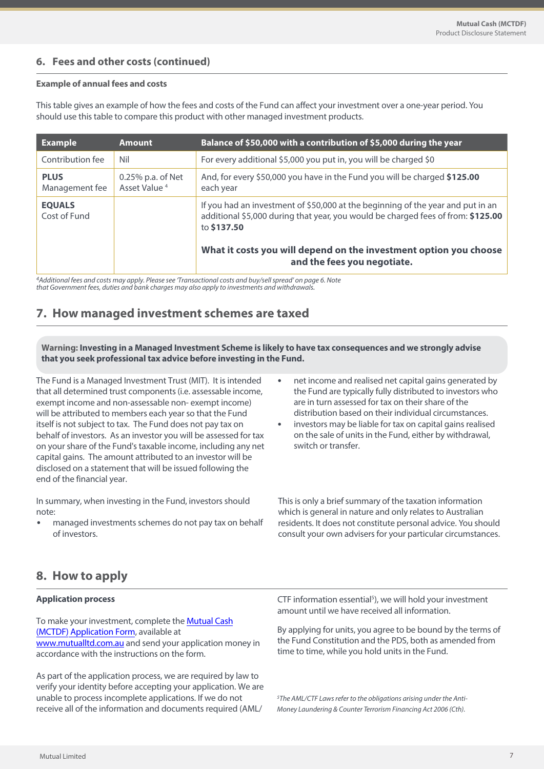## 6. Fees and other costs (continued)

### Example of annual fees and costs

This table gives an example of how the fees and costs of the Fund can affect your investment over a one-year period. You should use this table to compare this product with other managed investment products.

| Example | Amount | Balance of $50,000 with a contribution of $5,000 during the year |
|---|---|---|
| Contribution fee | Nil | For every additional $5,000 you put in, you will be charged $0 |
| **PLUS** Management fee | 0.25% p.a. of Net Asset Value [4] | And, for every $50,000 you have in the Fund you will be charged **$125.00** each year |
| **EQUALS** Cost of Fund | | If you had an investment of $50,000 at the beginning of the year and put in an additional $5,000 during that year, you would be charged fees of from: **$125.00** to **$137.50** **What it costs you will depend on the investment option you choose and the fees you negotiate.** |

*[4]Additional fees and costs may apply. Please see 'Transactional costs and buy/sell spread' on page 6. Note that Government fees, duties and bank charges may also apply to investments and withdrawals.*

## 7. How managed investment schemes are taxed

**Warning: Investing in a Managed Investment Scheme is likely to have tax consequences and we strongly advise that you seek professional tax advice before investing in the Fund.**

The Fund is a Managed Investment Trust (MIT). It is intended that all determined trust components (i.e. assessable income, exempt income and non-assessable non- exempt income) will be attributed to members each year so that the Fund itself is not subject to tax. The Fund does not pay tax on behalf of investors. As an investor you will be assessed for tax on your share of the Fund's taxable income, including any net capital gains. The amount attributed to an investor will be disclosed on a statement that will be issued following the end of the financial year.

In summary, when investing in the Fund, investors should note:

- managed investments schemes do not pay tax on behalf of investors.
- net income and realised net capital gains generated by the Fund are typically fully distributed to investors who are in turn assessed for tax on their share of the distribution based on their individual circumstances.
- investors may be liable for tax on capital gains realised on the sale of units in the Fund, either by withdrawal, switch or transfer.

This is only a brief summary of the taxation information which is general in nature and only relates to Australian residents. It does not constitute personal advice. You should consult your own advisers for your particular circumstances.

## 8. How to apply

### Application process

To make your investment, complete the Mutual Cash (MCTDF) Application Form, available at www.mutualltd.com.au and send your application money in accordance with the instructions on the form.

As part of the application process, we are required by law to verify your identity before accepting your application. We are unable to process incomplete applications. If we do not receive all of the information and documents required (AML/CTF information essential[5]), we will hold your investment amount until we have received all information.

By applying for units, you agree to be bound by the terms of the Fund Constitution and the PDS, both as amended from time to time, while you hold units in the Fund.

*[5]The AML/CTF Laws refer to the obligations arising under the Anti-Money Laundering & Counter Terrorism Financing Act 2006 (Cth).*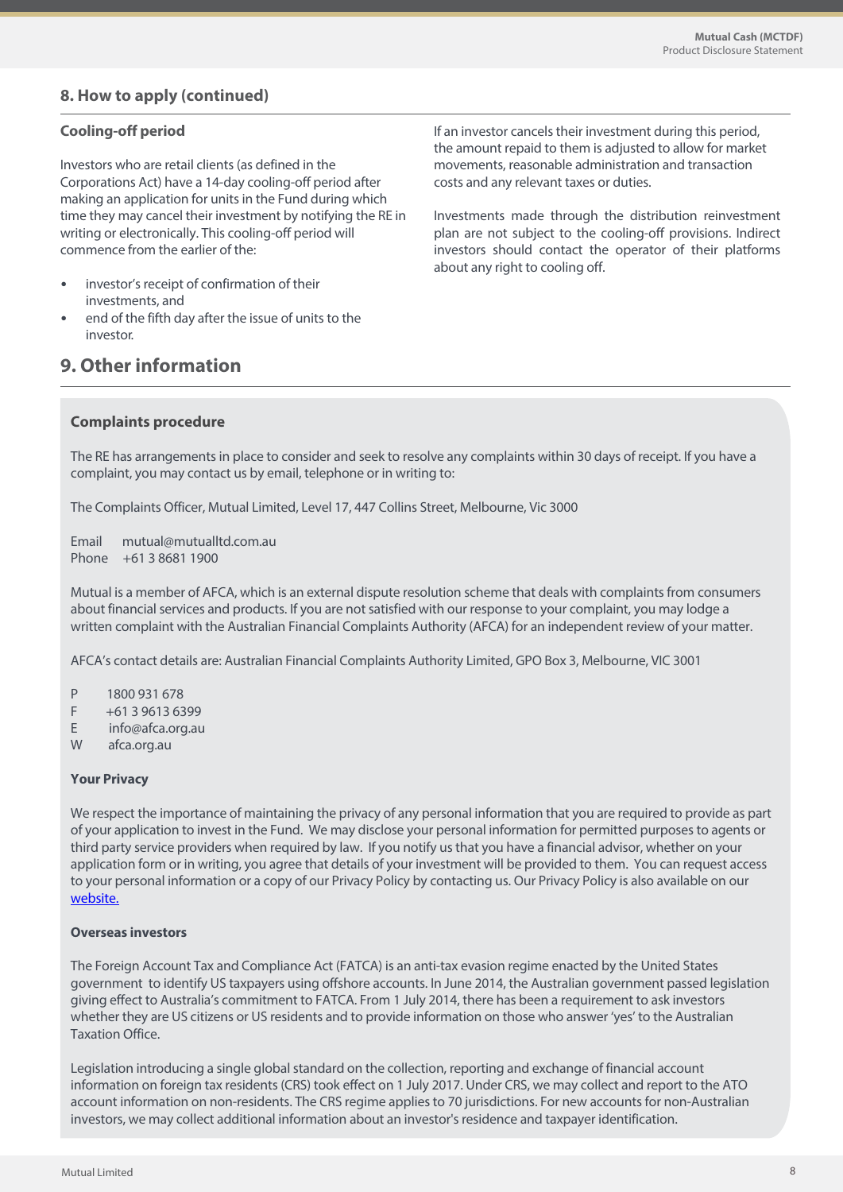## 8. How to apply (continued)

### Cooling-off period

Investors who are retail clients (as defined in the Corporations Act) have a 14-day cooling-off period after making an application for units in the Fund during which time they may cancel their investment by notifying the RE in writing or electronically. This cooling-off period will commence from the earlier of the:

- investor's receipt of confirmation of their investments, and
- end of the fifth day after the issue of units to the investor.

If an investor cancels their investment during this period, the amount repaid to them is adjusted to allow for market movements, reasonable administration and transaction costs and any relevant taxes or duties.

Investments made through the distribution reinvestment plan are not subject to the cooling-off provisions. Indirect investors should contact the operator of their platforms about any right to cooling off.

## 9. Other information

### Complaints procedure

The RE has arrangements in place to consider and seek to resolve any complaints within 30 days of receipt. If you have a complaint, you may contact us by email, telephone or in writing to:

The Complaints Officer, Mutual Limited, Level 17, 447 Collins Street, Melbourne, Vic 3000

Email mutual@mutualltd.com.au
Phone +61 3 8681 1900

Mutual is a member of AFCA, which is an external dispute resolution scheme that deals with complaints from consumers about financial services and products. If you are not satisfied with our response to your complaint, you may lodge a written complaint with the Australian Financial Complaints Authority (AFCA) for an independent review of your matter.

AFCA's contact details are: Australian Financial Complaints Authority Limited, GPO Box 3, Melbourne, VIC 3001

P 1800 931 678
F +61 3 9613 6399
E info@afca.org.au
W afca.org.au

**Your Privacy**

We respect the importance of maintaining the privacy of any personal information that you are required to provide as part of your application to invest in the Fund. We may disclose your personal information for permitted purposes to agents or third party service providers when required by law. If you notify us that you have a financial advisor, whether on your application form or in writing, you agree that details of your investment will be provided to them. You can request access to your personal information or a copy of our Privacy Policy by contacting us. Our Privacy Policy is also available on our website.

**Overseas investors**

The Foreign Account Tax and Compliance Act (FATCA) is an anti-tax evasion regime enacted by the United States government to identify US taxpayers using offshore accounts. In June 2014, the Australian government passed legislation giving effect to Australia's commitment to FATCA. From 1 July 2014, there has been a requirement to ask investors whether they are US citizens or US residents and to provide information on those who answer 'yes' to the Australian Taxation Office.

Legislation introducing a single global standard on the collection, reporting and exchange of financial account information on foreign tax residents (CRS) took effect on 1 July 2017. Under CRS, we may collect and report to the ATO account information on non-residents. The CRS regime applies to 70 jurisdictions. For new accounts for non-Australian investors, we may collect additional information about an investor's residence and taxpayer identification.